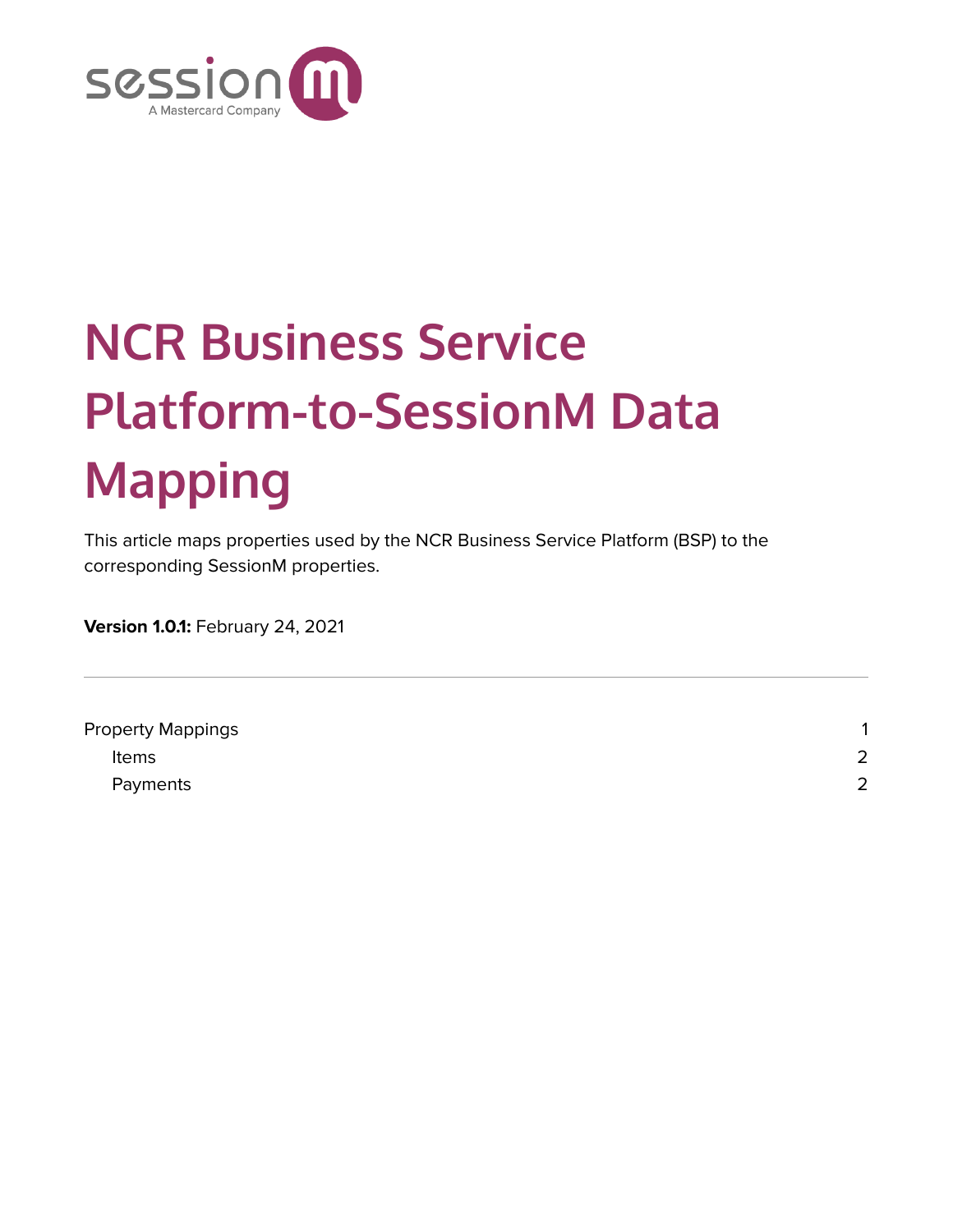# NCR Business Service Platform-to-SessionM Data Mapping

This article maps properties used by the NCR Business Service Platform (BSP) to the corresponding SessionM properties.

**Version 1.0.1:** February 24, 2021

---

Property Mappings 1
- Items 2
- Payments 2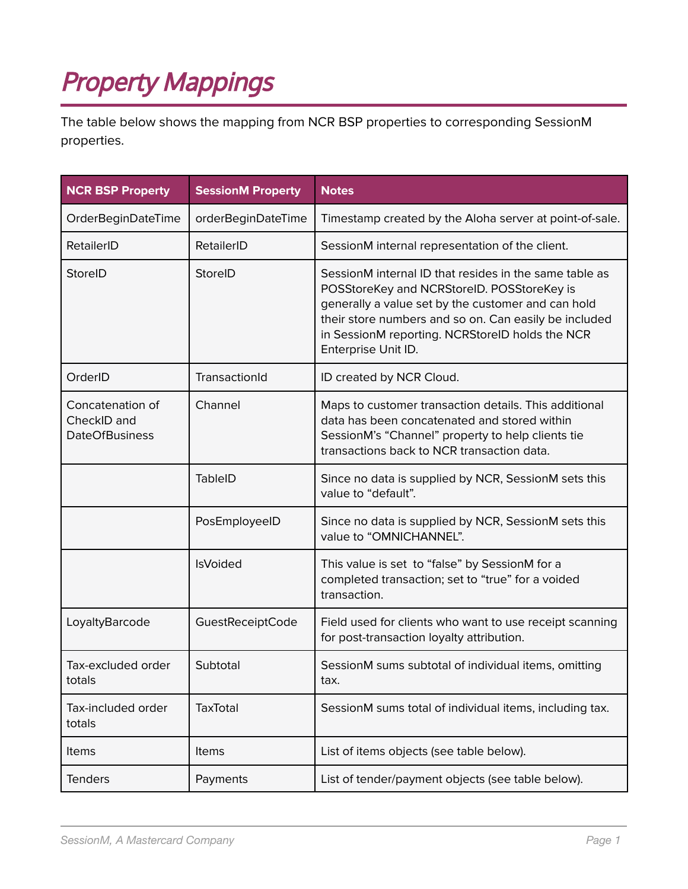# Property Mappings

The table below shows the mapping from NCR BSP properties to corresponding SessionM properties.

| NCR BSP Property | SessionM Property | Notes |
|---|---|---|
| OrderBeginDateTime | orderBeginDateTime | Timestamp created by the Aloha server at point-of-sale. |
| RetailerID | RetailerID | SessionM internal representation of the client. |
| StoreID | StoreID | SessionM internal ID that resides in the same table as POSStoreKey and NCRStoreID. POSStoreKey is generally a value set by the customer and can hold their store numbers and so on. Can easily be included in SessionM reporting. NCRStoreID holds the NCR Enterprise Unit ID. |
| OrderID | TransactionId | ID created by NCR Cloud. |
| Concatenation of CheckID and DateOfBusiness | Channel | Maps to customer transaction details. This additional data has been concatenated and stored within SessionM's "Channel" property to help clients tie transactions back to NCR transaction data. |
| | TableID | Since no data is supplied by NCR, SessionM sets this value to "default". |
| | PosEmployeeID | Since no data is supplied by NCR, SessionM sets this value to "OMNICHANNEL". |
| | IsVoided | This value is set to "false" by SessionM for a completed transaction; set to "true" for a voided transaction. |
| LoyaltyBarcode | GuestReceiptCode | Field used for clients who want to use receipt scanning for post-transaction loyalty attribution. |
| Tax-excluded order totals | Subtotal | SessionM sums subtotal of individual items, omitting tax. |
| Tax-included order totals | TaxTotal | SessionM sums total of individual items, including tax. |
| Items | Items | List of items objects (see table below). |
| Tenders | Payments | List of tender/payment objects (see table below). |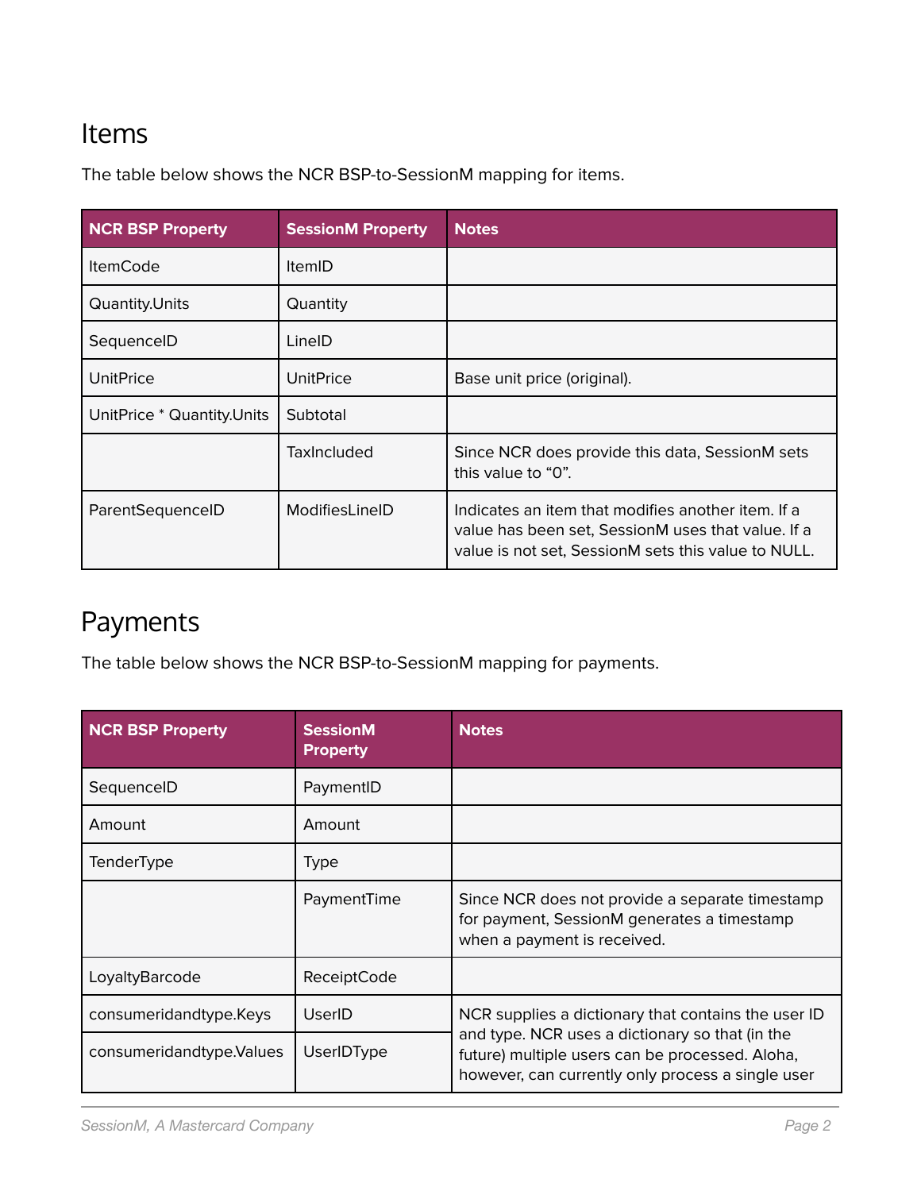## Items

The table below shows the NCR BSP-to-SessionM mapping for items.

| NCR BSP Property | SessionM Property | Notes |
| --- | --- | --- |
| ItemCode | ItemID | |
| Quantity.Units | Quantity | |
| SequenceID | LineID | |
| UnitPrice | UnitPrice | Base unit price (original). |
| UnitPrice * Quantity.Units | Subtotal | |
| | TaxIncluded | Since NCR does provide this data, SessionM sets this value to “0”. |
| ParentSequenceID | ModifiesLineID | Indicates an item that modifies another item. If a value has been set, SessionM uses that value. If a value is not set, SessionM sets this value to NULL. |

## Payments

The table below shows the NCR BSP-to-SessionM mapping for payments.

| NCR BSP Property | SessionM Property | Notes |
| --- | --- | --- |
| SequenceID | PaymentID | |
| Amount | Amount | |
| TenderType | Type | |
| | PaymentTime | Since NCR does not provide a separate timestamp for payment, SessionM generates a timestamp when a payment is received. |
| LoyaltyBarcode | ReceiptCode | |
| consumeridandtype.Keys | UserID | NCR supplies a dictionary that contains the user ID and type. NCR uses a dictionary so that (in the future) multiple users can be processed. Aloha, however, can currently only process a single user |
| consumeridandtype.Values | UserIDType | |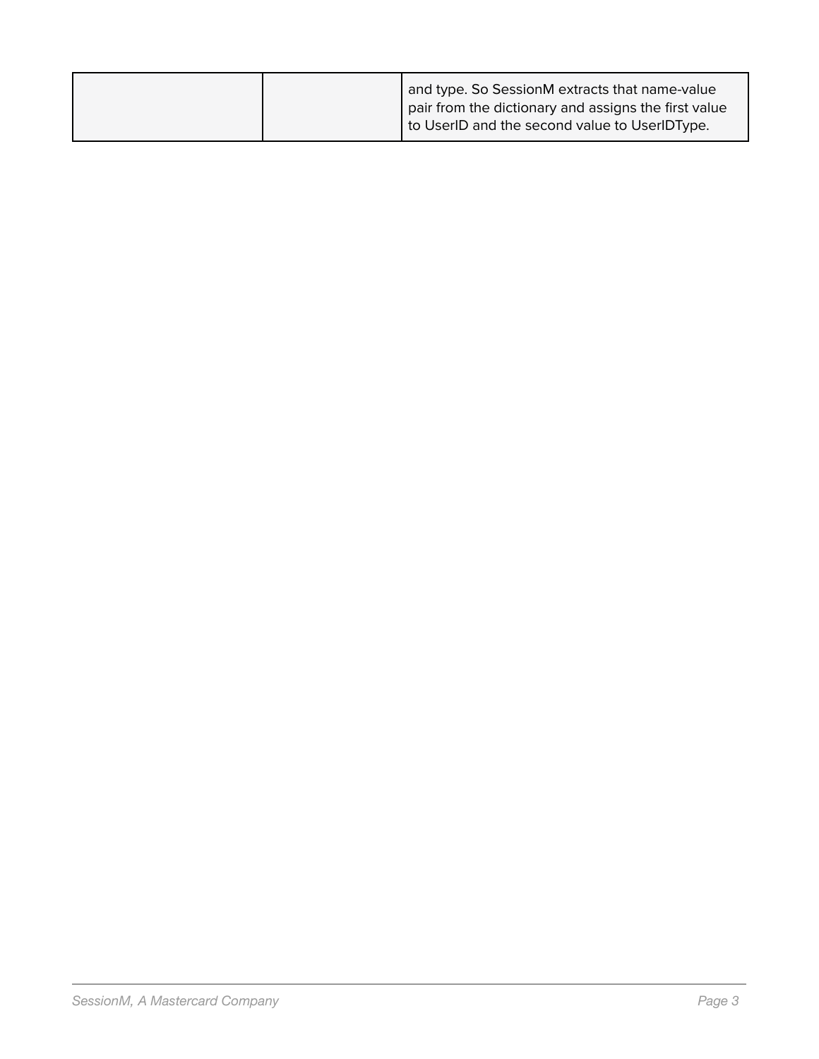| | | |
|---|---|---|
| | | and type. So SessionM extracts that name-value pair from the dictionary and assigns the first value to UserID and the second value to UserIDType. |